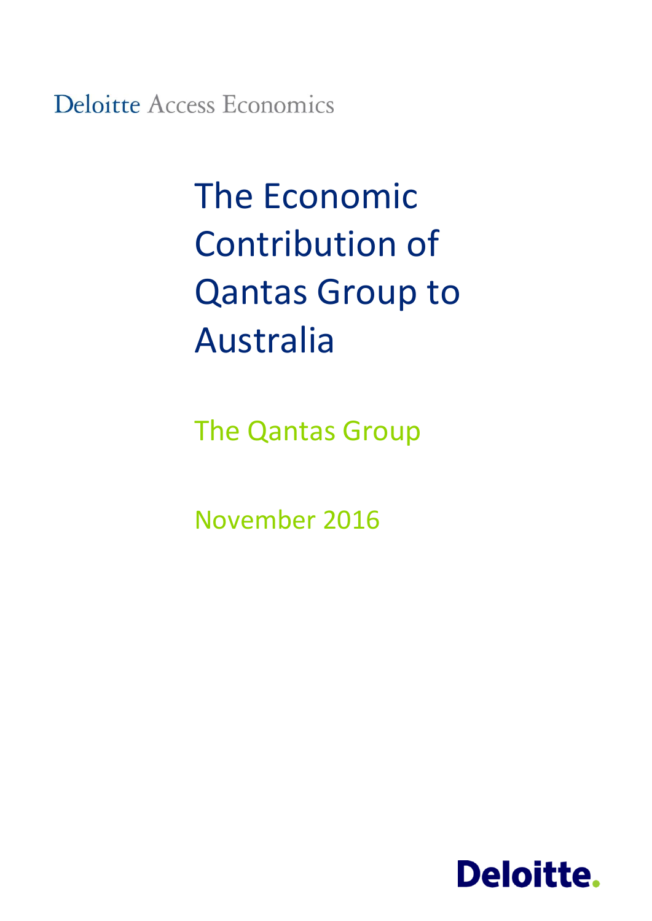Deloitte Access Economics

# The Economic Contribution of Qantas Group to Australia

The Qantas Group

November 2016

Deloitte.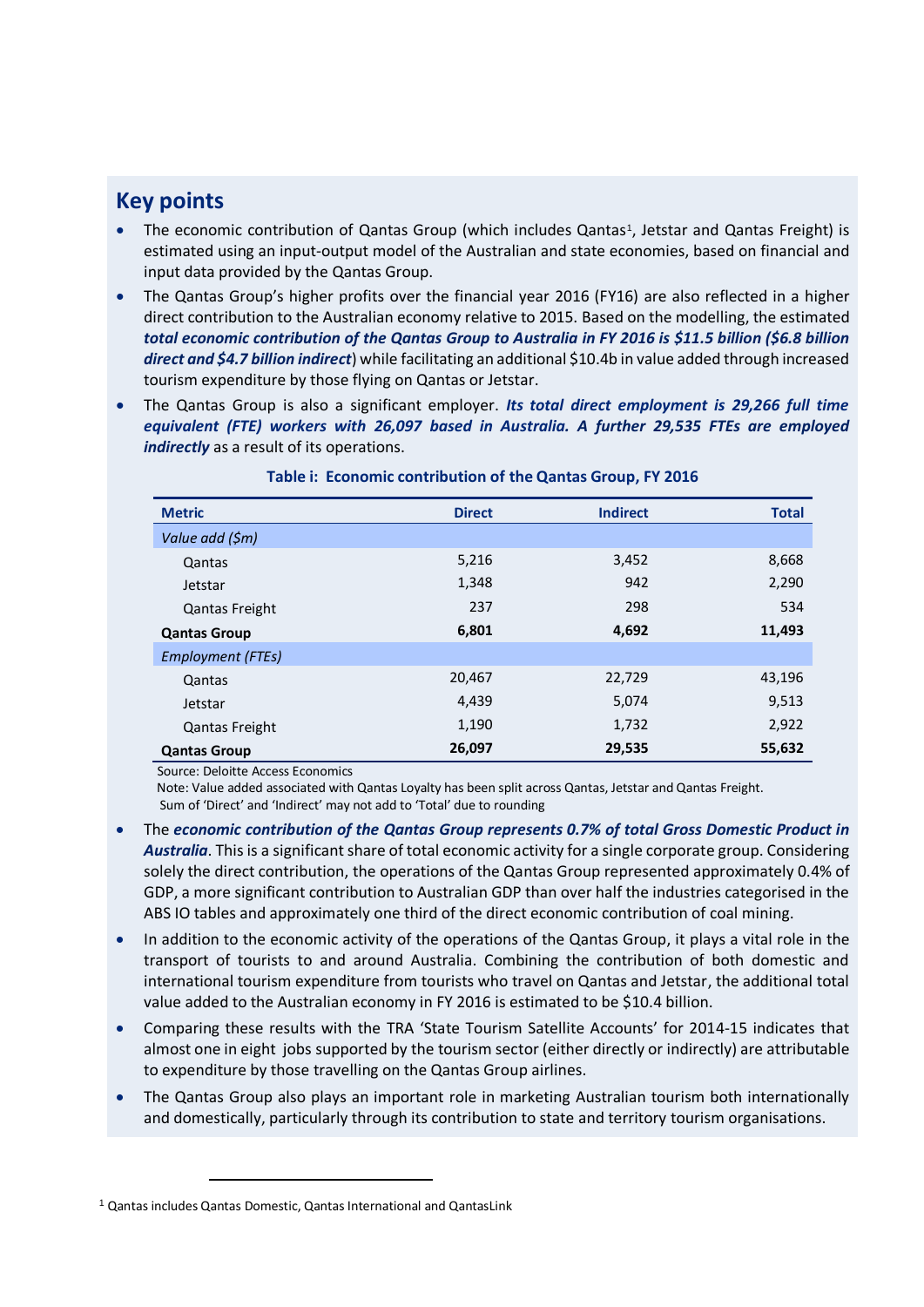## Key points

- The economic contribution of Qantas Group (which includes Qantas[1], Jetstar and Qantas Freight) is estimated using an input-output model of the Australian and state economies, based on financial and input data provided by the Qantas Group.
- The Qantas Group's higher profits over the financial year 2016 (FY16) are also reflected in a higher direct contribution to the Australian economy relative to 2015. Based on the modelling, the estimated ***total economic contribution of the Qantas Group to Australia in FY 2016 is $11.5 billion ($6.8 billion direct and $4.7 billion indirect***) while facilitating an additional $10.4b in value added through increased tourism expenditure by those flying on Qantas or Jetstar.
- The Qantas Group is also a significant employer. ***Its total direct employment is 29,266 full time equivalent (FTE) workers with 26,097 based in Australia. A further 29,535 FTEs are employed indirectly*** as a result of its operations.

**Table i: Economic contribution of the Qantas Group, FY 2016**

| Metric | Direct | Indirect | Total |
|---|---|---|---|
| *Value add ($m)* | | | |
| Qantas | 5,216 | 3,452 | 8,668 |
| Jetstar | 1,348 | 942 | 2,290 |
| Qantas Freight | 237 | 298 | 534 |
| **Qantas Group** | **6,801** | **4,692** | **11,493** |
| *Employment (FTEs)* | | | |
| Qantas | 20,467 | 22,729 | 43,196 |
| Jetstar | 4,439 | 5,074 | 9,513 |
| Qantas Freight | 1,190 | 1,732 | 2,922 |
| **Qantas Group** | **26,097** | **29,535** | **55,632** |

Source: Deloitte Access Economics

Note: Value added associated with Qantas Loyalty has been split across Qantas, Jetstar and Qantas Freight.

Sum of 'Direct' and 'Indirect' may not add to 'Total' due to rounding

- The ***economic contribution of the Qantas Group represents 0.7% of total Gross Domestic Product in Australia***. This is a significant share of total economic activity for a single corporate group. Considering solely the direct contribution, the operations of the Qantas Group represented approximately 0.4% of GDP, a more significant contribution to Australian GDP than over half the industries categorised in the ABS IO tables and approximately one third of the direct economic contribution of coal mining.
- In addition to the economic activity of the operations of the Qantas Group, it plays a vital role in the transport of tourists to and around Australia. Combining the contribution of both domestic and international tourism expenditure from tourists who travel on Qantas and Jetstar, the additional total value added to the Australian economy in FY 2016 is estimated to be $10.4 billion.
- Comparing these results with the TRA 'State Tourism Satellite Accounts' for 2014-15 indicates that almost one in eight jobs supported by the tourism sector (either directly or indirectly) are attributable to expenditure by those travelling on the Qantas Group airlines.
- The Qantas Group also plays an important role in marketing Australian tourism both internationally and domestically, particularly through its contribution to state and territory tourism organisations.

[1] Qantas includes Qantas Domestic, Qantas International and QantasLink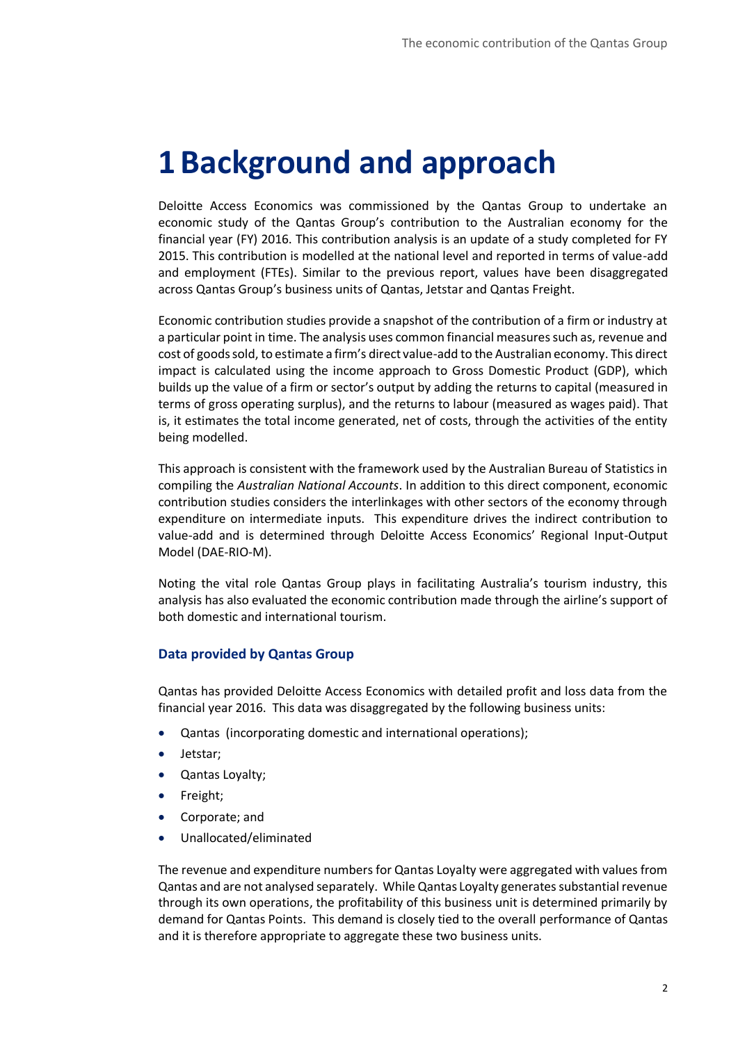# 1 Background and approach

Deloitte Access Economics was commissioned by the Qantas Group to undertake an economic study of the Qantas Group's contribution to the Australian economy for the financial year (FY) 2016. This contribution analysis is an update of a study completed for FY 2015. This contribution is modelled at the national level and reported in terms of value-add and employment (FTEs). Similar to the previous report, values have been disaggregated across Qantas Group's business units of Qantas, Jetstar and Qantas Freight.

Economic contribution studies provide a snapshot of the contribution of a firm or industry at a particular point in time. The analysis uses common financial measures such as, revenue and cost of goods sold, to estimate a firm's direct value-add to the Australian economy. This direct impact is calculated using the income approach to Gross Domestic Product (GDP), which builds up the value of a firm or sector's output by adding the returns to capital (measured in terms of gross operating surplus), and the returns to labour (measured as wages paid). That is, it estimates the total income generated, net of costs, through the activities of the entity being modelled.

This approach is consistent with the framework used by the Australian Bureau of Statistics in compiling the *Australian National Accounts*. In addition to this direct component, economic contribution studies considers the interlinkages with other sectors of the economy through expenditure on intermediate inputs. This expenditure drives the indirect contribution to value-add and is determined through Deloitte Access Economics' Regional Input-Output Model (DAE-RIO-M).

Noting the vital role Qantas Group plays in facilitating Australia's tourism industry, this analysis has also evaluated the economic contribution made through the airline's support of both domestic and international tourism.

### Data provided by Qantas Group

Qantas has provided Deloitte Access Economics with detailed profit and loss data from the financial year 2016. This data was disaggregated by the following business units:

- Qantas (incorporating domestic and international operations);
- Jetstar;
- Qantas Loyalty;
- Freight;
- Corporate; and
- Unallocated/eliminated

The revenue and expenditure numbers for Qantas Loyalty were aggregated with values from Qantas and are not analysed separately. While Qantas Loyalty generates substantial revenue through its own operations, the profitability of this business unit is determined primarily by demand for Qantas Points. This demand is closely tied to the overall performance of Qantas and it is therefore appropriate to aggregate these two business units.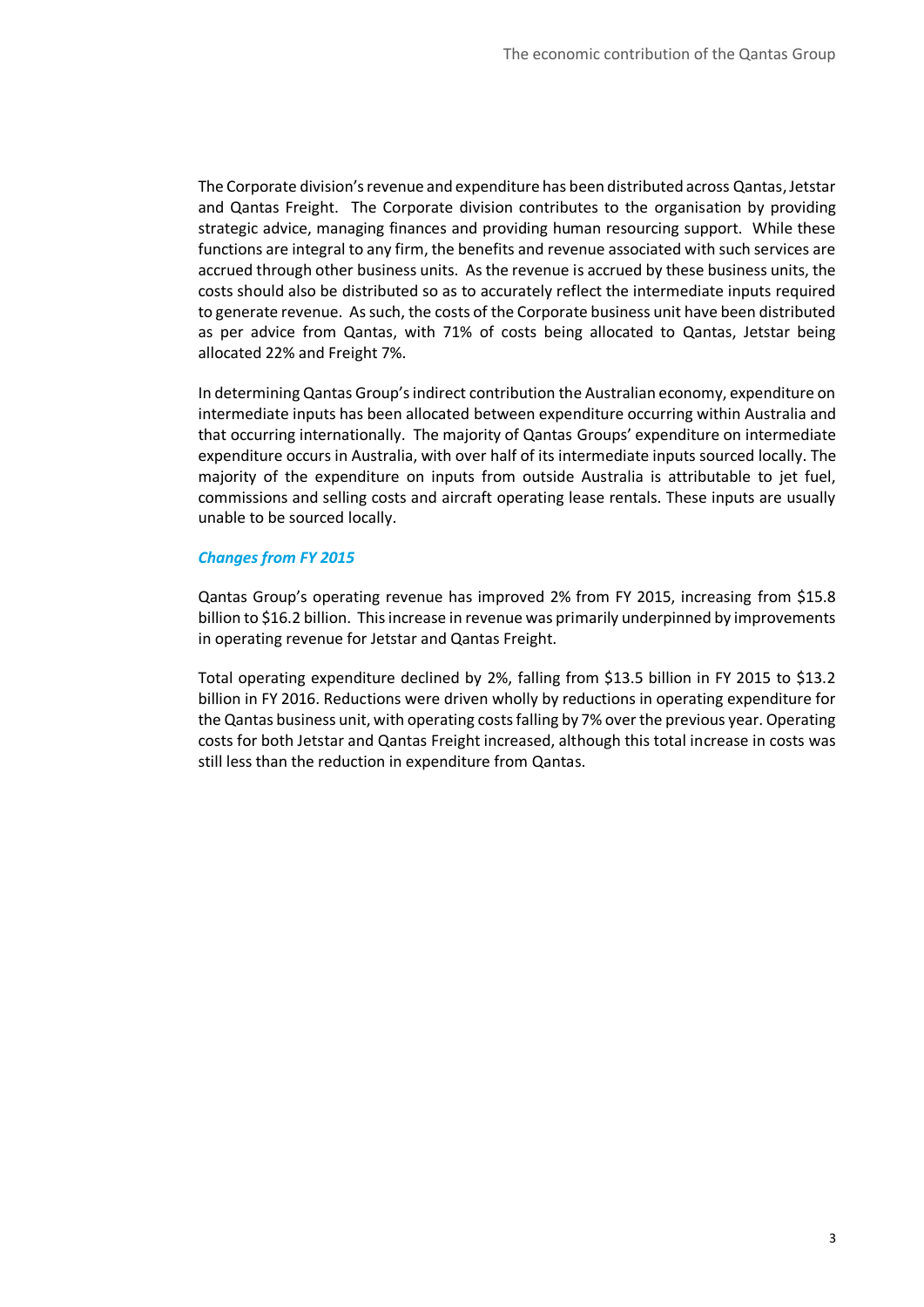The Corporate division's revenue and expenditure has been distributed across Qantas, Jetstar and Qantas Freight. The Corporate division contributes to the organisation by providing strategic advice, managing finances and providing human resourcing support. While these functions are integral to any firm, the benefits and revenue associated with such services are accrued through other business units. As the revenue is accrued by these business units, the costs should also be distributed so as to accurately reflect the intermediate inputs required to generate revenue. As such, the costs of the Corporate business unit have been distributed as per advice from Qantas, with 71% of costs being allocated to Qantas, Jetstar being allocated 22% and Freight 7%.

In determining Qantas Group's indirect contribution the Australian economy, expenditure on intermediate inputs has been allocated between expenditure occurring within Australia and that occurring internationally. The majority of Qantas Groups' expenditure on intermediate expenditure occurs in Australia, with over half of its intermediate inputs sourced locally. The majority of the expenditure on inputs from outside Australia is attributable to jet fuel, commissions and selling costs and aircraft operating lease rentals. These inputs are usually unable to be sourced locally.

### *Changes from FY 2015*

Qantas Group's operating revenue has improved 2% from FY 2015, increasing from $15.8 billion to $16.2 billion. This increase in revenue was primarily underpinned by improvements in operating revenue for Jetstar and Qantas Freight.

Total operating expenditure declined by 2%, falling from $13.5 billion in FY 2015 to $13.2 billion in FY 2016. Reductions were driven wholly by reductions in operating expenditure for the Qantas business unit, with operating costs falling by 7% over the previous year. Operating costs for both Jetstar and Qantas Freight increased, although this total increase in costs was still less than the reduction in expenditure from Qantas.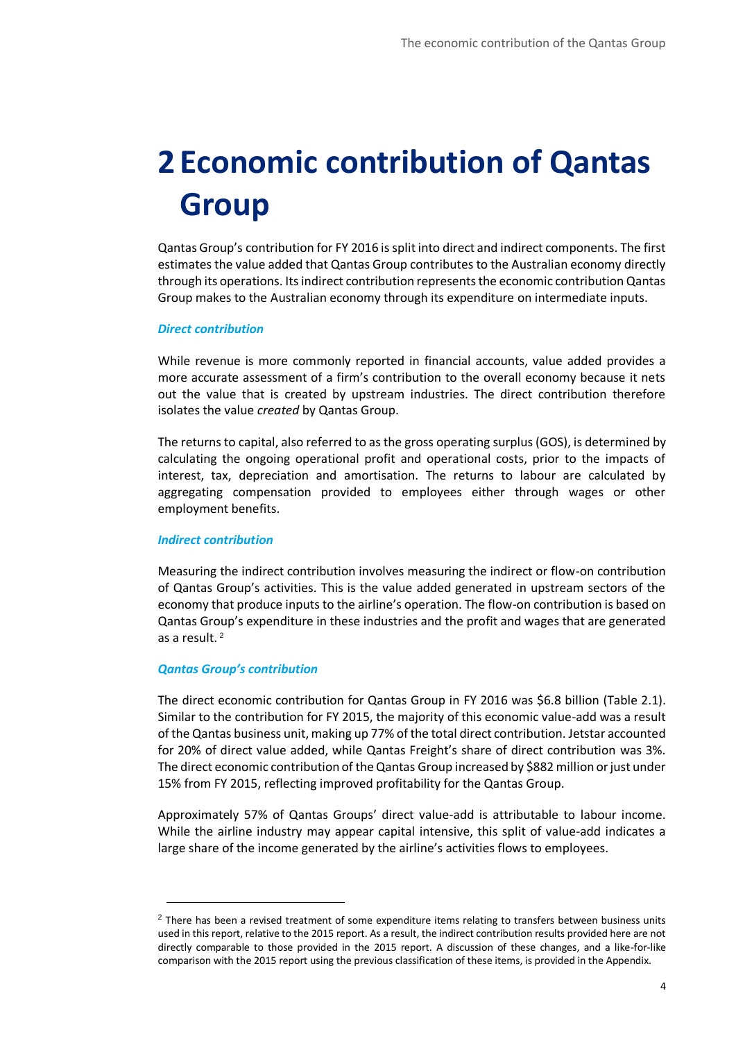# 2 Economic contribution of Qantas Group

Qantas Group's contribution for FY 2016 is split into direct and indirect components. The first estimates the value added that Qantas Group contributes to the Australian economy directly through its operations. Its indirect contribution represents the economic contribution Qantas Group makes to the Australian economy through its expenditure on intermediate inputs.

### *Direct contribution*

While revenue is more commonly reported in financial accounts, value added provides a more accurate assessment of a firm's contribution to the overall economy because it nets out the value that is created by upstream industries. The direct contribution therefore isolates the value *created* by Qantas Group.

The returns to capital, also referred to as the gross operating surplus (GOS), is determined by calculating the ongoing operational profit and operational costs, prior to the impacts of interest, tax, depreciation and amortisation. The returns to labour are calculated by aggregating compensation provided to employees either through wages or other employment benefits.

### *Indirect contribution*

Measuring the indirect contribution involves measuring the indirect or flow-on contribution of Qantas Group's activities. This is the value added generated in upstream sectors of the economy that produce inputs to the airline's operation. The flow-on contribution is based on Qantas Group's expenditure in these industries and the profit and wages that are generated as a result. [2]

### *Qantas Group's contribution*

The direct economic contribution for Qantas Group in FY 2016 was $6.8 billion (Table 2.1). Similar to the contribution for FY 2015, the majority of this economic value-add was a result of the Qantas business unit, making up 77% of the total direct contribution. Jetstar accounted for 20% of direct value added, while Qantas Freight's share of direct contribution was 3%. The direct economic contribution of the Qantas Group increased by $882 million or just under 15% from FY 2015, reflecting improved profitability for the Qantas Group.

Approximately 57% of Qantas Groups' direct value-add is attributable to labour income. While the airline industry may appear capital intensive, this split of value-add indicates a large share of the income generated by the airline's activities flows to employees.

---

[2] There has been a revised treatment of some expenditure items relating to transfers between business units used in this report, relative to the 2015 report. As a result, the indirect contribution results provided here are not directly comparable to those provided in the 2015 report. A discussion of these changes, and a like-for-like comparison with the 2015 report using the previous classification of these items, is provided in the Appendix.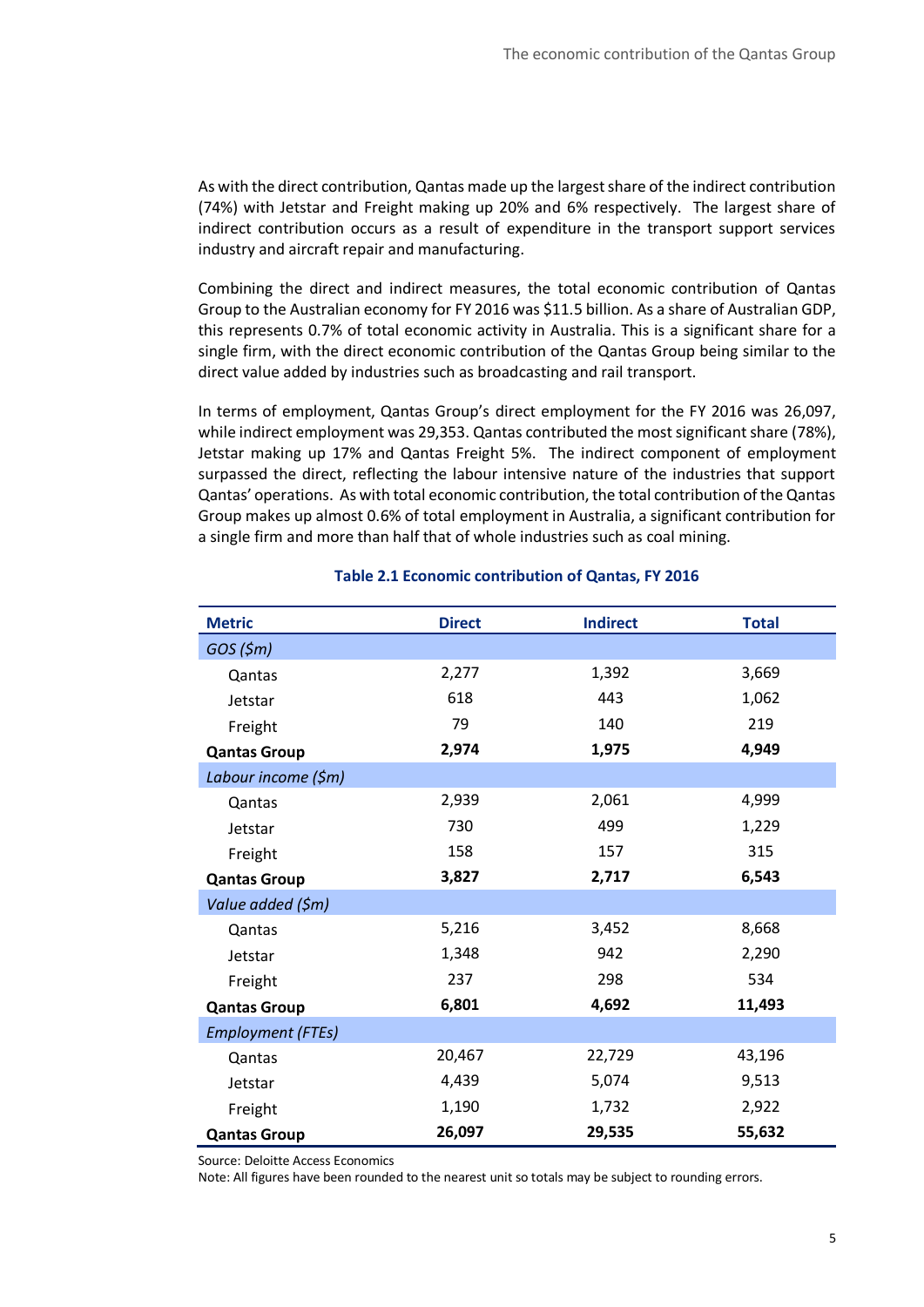As with the direct contribution, Qantas made up the largest share of the indirect contribution (74%) with Jetstar and Freight making up 20% and 6% respectively. The largest share of indirect contribution occurs as a result of expenditure in the transport support services industry and aircraft repair and manufacturing.

Combining the direct and indirect measures, the total economic contribution of Qantas Group to the Australian economy for FY 2016 was $11.5 billion. As a share of Australian GDP, this represents 0.7% of total economic activity in Australia. This is a significant share for a single firm, with the direct economic contribution of the Qantas Group being similar to the direct value added by industries such as broadcasting and rail transport.

In terms of employment, Qantas Group's direct employment for the FY 2016 was 26,097, while indirect employment was 29,353. Qantas contributed the most significant share (78%), Jetstar making up 17% and Qantas Freight 5%. The indirect component of employment surpassed the direct, reflecting the labour intensive nature of the industries that support Qantas' operations. As with total economic contribution, the total contribution of the Qantas Group makes up almost 0.6% of total employment in Australia, a significant contribution for a single firm and more than half that of whole industries such as coal mining.

**Table 2.1 Economic contribution of Qantas, FY 2016**

| Metric | Direct | Indirect | Total |
|---|---|---|---|
| *GOS ($m)* | | | |
| Qantas | 2,277 | 1,392 | 3,669 |
| Jetstar | 618 | 443 | 1,062 |
| Freight | 79 | 140 | 219 |
| **Qantas Group** | **2,974** | **1,975** | **4,949** |
| *Labour income ($m)* | | | |
| Qantas | 2,939 | 2,061 | 4,999 |
| Jetstar | 730 | 499 | 1,229 |
| Freight | 158 | 157 | 315 |
| **Qantas Group** | **3,827** | **2,717** | **6,543** |
| *Value added ($m)* | | | |
| Qantas | 5,216 | 3,452 | 8,668 |
| Jetstar | 1,348 | 942 | 2,290 |
| Freight | 237 | 298 | 534 |
| **Qantas Group** | **6,801** | **4,692** | **11,493** |
| *Employment (FTEs)* | | | |
| Qantas | 20,467 | 22,729 | 43,196 |
| Jetstar | 4,439 | 5,074 | 9,513 |
| Freight | 1,190 | 1,732 | 2,922 |
| **Qantas Group** | **26,097** | **29,535** | **55,632** |

Source: Deloitte Access Economics

Note: All figures have been rounded to the nearest unit so totals may be subject to rounding errors.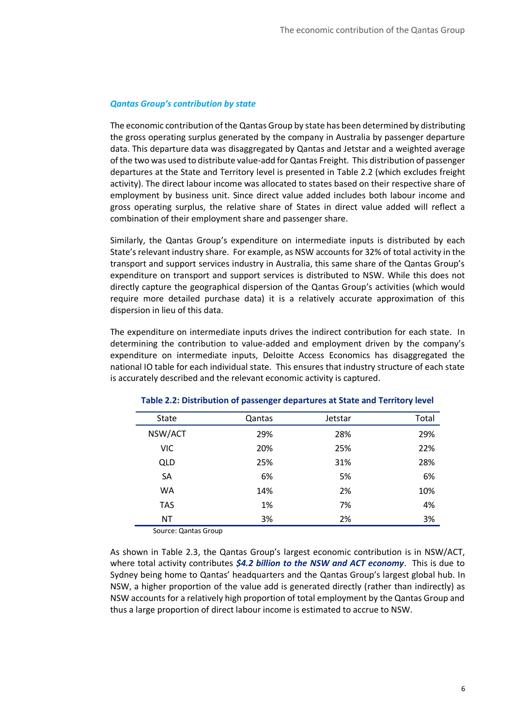### *Qantas Group's contribution by state*

The economic contribution of the Qantas Group by state has been determined by distributing the gross operating surplus generated by the company in Australia by passenger departure data. This departure data was disaggregated by Qantas and Jetstar and a weighted average of the two was used to distribute value-add for Qantas Freight. This distribution of passenger departures at the State and Territory level is presented in Table 2.2 (which excludes freight activity). The direct labour income was allocated to states based on their respective share of employment by business unit. Since direct value added includes both labour income and gross operating surplus, the relative share of States in direct value added will reflect a combination of their employment share and passenger share.

Similarly, the Qantas Group's expenditure on intermediate inputs is distributed by each State's relevant industry share. For example, as NSW accounts for 32% of total activity in the transport and support services industry in Australia, this same share of the Qantas Group's expenditure on transport and support services is distributed to NSW. While this does not directly capture the geographical dispersion of the Qantas Group's activities (which would require more detailed purchase data) it is a relatively accurate approximation of this dispersion in lieu of this data.

The expenditure on intermediate inputs drives the indirect contribution for each state. In determining the contribution to value-added and employment driven by the company's expenditure on intermediate inputs, Deloitte Access Economics has disaggregated the national IO table for each individual state. This ensures that industry structure of each state is accurately described and the relevant economic activity is captured.

**Table 2.2: Distribution of passenger departures at State and Territory level**

| State | Qantas | Jetstar | Total |
|---|---|---|---|
| NSW/ACT | 29% | 28% | 29% |
| VIC | 20% | 25% | 22% |
| QLD | 25% | 31% | 28% |
| SA | 6% | 5% | 6% |
| WA | 14% | 2% | 10% |
| TAS | 1% | 7% | 4% |
| NT | 3% | 2% | 3% |

Source: Qantas Group

As shown in Table 2.3, the Qantas Group's largest economic contribution is in NSW/ACT, where total activity contributes ***$4.2 billion to the NSW and ACT economy***. This is due to Sydney being home to Qantas' headquarters and the Qantas Group's largest global hub. In NSW, a higher proportion of the value add is generated directly (rather than indirectly) as NSW accounts for a relatively high proportion of total employment by the Qantas Group and thus a large proportion of direct labour income is estimated to accrue to NSW.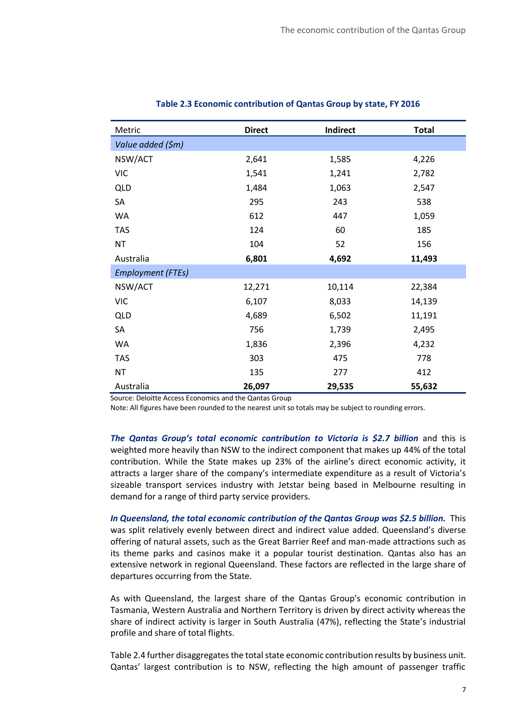**Table 2.3 Economic contribution of Qantas Group by state, FY 2016**

| Metric | Direct | Indirect | Total |
|---|---|---|---|
| *Value added ($m)* | | | |
| NSW/ACT | 2,641 | 1,585 | 4,226 |
| VIC | 1,541 | 1,241 | 2,782 |
| QLD | 1,484 | 1,063 | 2,547 |
| SA | 295 | 243 | 538 |
| WA | 612 | 447 | 1,059 |
| TAS | 124 | 60 | 185 |
| NT | 104 | 52 | 156 |
| Australia | **6,801** | **4,692** | **11,493** |
| *Employment (FTEs)* | | | |
| NSW/ACT | 12,271 | 10,114 | 22,384 |
| VIC | 6,107 | 8,033 | 14,139 |
| QLD | 4,689 | 6,502 | 11,191 |
| SA | 756 | 1,739 | 2,495 |
| WA | 1,836 | 2,396 | 4,232 |
| TAS | 303 | 475 | 778 |
| NT | 135 | 277 | 412 |
| Australia | **26,097** | **29,535** | **55,632** |

Source: Deloitte Access Economics and the Qantas Group

Note: All figures have been rounded to the nearest unit so totals may be subject to rounding errors.

***The Qantas Group's total economic contribution to Victoria is $2.7 billion*** and this is weighted more heavily than NSW to the indirect component that makes up 44% of the total contribution. While the State makes up 23% of the airline's direct economic activity, it attracts a larger share of the company's intermediate expenditure as a result of Victoria's sizeable transport services industry with Jetstar being based in Melbourne resulting in demand for a range of third party service providers.

***In Queensland, the total economic contribution of the Qantas Group was $2.5 billion.*** This was split relatively evenly between direct and indirect value added. Queensland's diverse offering of natural assets, such as the Great Barrier Reef and man-made attractions such as its theme parks and casinos make it a popular tourist destination. Qantas also has an extensive network in regional Queensland. These factors are reflected in the large share of departures occurring from the State.

As with Queensland, the largest share of the Qantas Group's economic contribution in Tasmania, Western Australia and Northern Territory is driven by direct activity whereas the share of indirect activity is larger in South Australia (47%), reflecting the State's industrial profile and share of total flights.

Table 2.4 further disaggregates the total state economic contribution results by business unit. Qantas' largest contribution is to NSW, reflecting the high amount of passenger traffic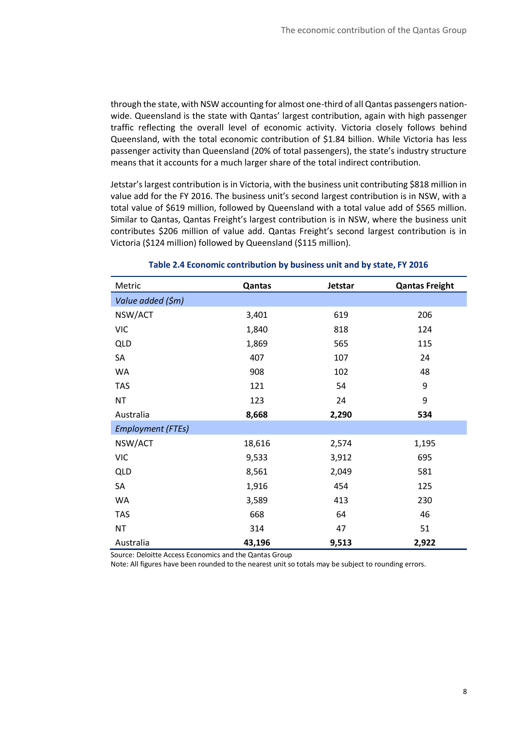through the state, with NSW accounting for almost one-third of all Qantas passengers nation-wide. Queensland is the state with Qantas' largest contribution, again with high passenger traffic reflecting the overall level of economic activity. Victoria closely follows behind Queensland, with the total economic contribution of $1.84 billion. While Victoria has less passenger activity than Queensland (20% of total passengers), the state's industry structure means that it accounts for a much larger share of the total indirect contribution.

Jetstar's largest contribution is in Victoria, with the business unit contributing $818 million in value add for the FY 2016. The business unit's second largest contribution is in NSW, with a total value of $619 million, followed by Queensland with a total value add of $565 million. Similar to Qantas, Qantas Freight's largest contribution is in NSW, where the business unit contributes $206 million of value add. Qantas Freight's second largest contribution is in Victoria ($124 million) followed by Queensland ($115 million).

**Table 2.4 Economic contribution by business unit and by state, FY 2016**

| Metric | **Qantas** | **Jetstar** | **Qantas Freight** |
|---|---|---|---|
| *Value added ($m)* | | | |
| NSW/ACT | 3,401 | 619 | 206 |
| VIC | 1,840 | 818 | 124 |
| QLD | 1,869 | 565 | 115 |
| SA | 407 | 107 | 24 |
| WA | 908 | 102 | 48 |
| TAS | 121 | 54 | 9 |
| NT | 123 | 24 | 9 |
| Australia | **8,668** | **2,290** | **534** |
| *Employment (FTEs)* | | | |
| NSW/ACT | 18,616 | 2,574 | 1,195 |
| VIC | 9,533 | 3,912 | 695 |
| QLD | 8,561 | 2,049 | 581 |
| SA | 1,916 | 454 | 125 |
| WA | 3,589 | 413 | 230 |
| TAS | 668 | 64 | 46 |
| NT | 314 | 47 | 51 |
| Australia | **43,196** | **9,513** | **2,922** |

Source: Deloitte Access Economics and the Qantas Group

Note: All figures have been rounded to the nearest unit so totals may be subject to rounding errors.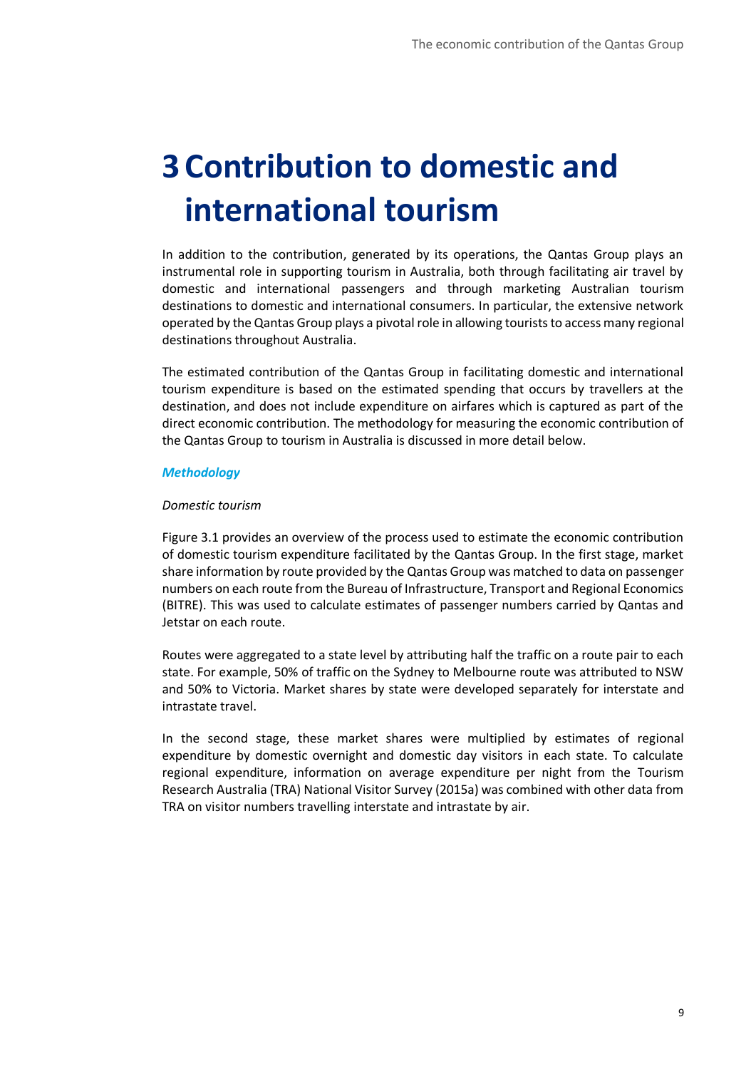# 3 Contribution to domestic and international tourism

In addition to the contribution, generated by its operations, the Qantas Group plays an instrumental role in supporting tourism in Australia, both through facilitating air travel by domestic and international passengers and through marketing Australian tourism destinations to domestic and international consumers. In particular, the extensive network operated by the Qantas Group plays a pivotal role in allowing tourists to access many regional destinations throughout Australia.

The estimated contribution of the Qantas Group in facilitating domestic and international tourism expenditure is based on the estimated spending that occurs by travellers at the destination, and does not include expenditure on airfares which is captured as part of the direct economic contribution. The methodology for measuring the economic contribution of the Qantas Group to tourism in Australia is discussed in more detail below.

### *Methodology*

*Domestic tourism*

Figure 3.1 provides an overview of the process used to estimate the economic contribution of domestic tourism expenditure facilitated by the Qantas Group. In the first stage, market share information by route provided by the Qantas Group was matched to data on passenger numbers on each route from the Bureau of Infrastructure, Transport and Regional Economics (BITRE). This was used to calculate estimates of passenger numbers carried by Qantas and Jetstar on each route.

Routes were aggregated to a state level by attributing half the traffic on a route pair to each state. For example, 50% of traffic on the Sydney to Melbourne route was attributed to NSW and 50% to Victoria. Market shares by state were developed separately for interstate and intrastate travel.

In the second stage, these market shares were multiplied by estimates of regional expenditure by domestic overnight and domestic day visitors in each state. To calculate regional expenditure, information on average expenditure per night from the Tourism Research Australia (TRA) National Visitor Survey (2015a) was combined with other data from TRA on visitor numbers travelling interstate and intrastate by air.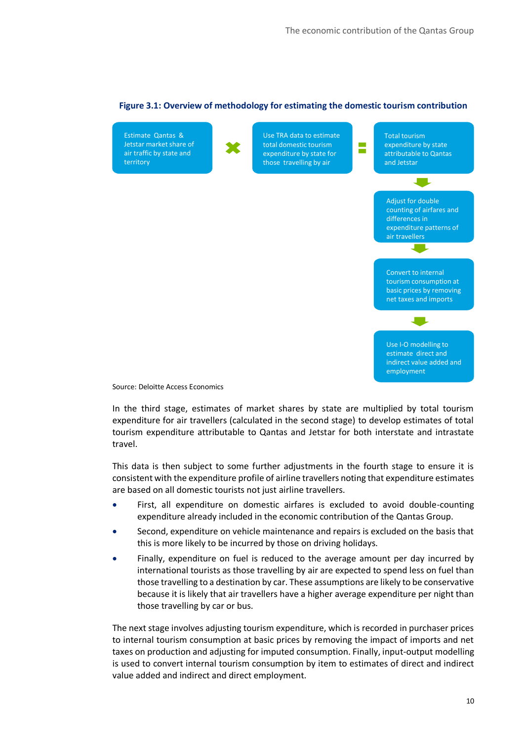**Figure 3.1: Overview of methodology for estimating the domestic tourism contribution**

Estimate Qantas & Jetstar market share of air traffic by state and territory × Use TRA data to estimate total domestic tourism expenditure by state for those travelling by air = Total tourism expenditure by state attributable to Qantas and Jetstar

↓

Adjust for double counting of airfares and differences in expenditure patterns of air travellers

↓

Convert to internal tourism consumption at basic prices by removing net taxes and imports

↓

Use I-O modelling to estimate direct and indirect value added and employment

Source: Deloitte Access Economics

In the third stage, estimates of market shares by state are multiplied by total tourism expenditure for air travellers (calculated in the second stage) to develop estimates of total tourism expenditure attributable to Qantas and Jetstar for both interstate and intrastate travel.

This data is then subject to some further adjustments in the fourth stage to ensure it is consistent with the expenditure profile of airline travellers noting that expenditure estimates are based on all domestic tourists not just airline travellers.

- First, all expenditure on domestic airfares is excluded to avoid double-counting expenditure already included in the economic contribution of the Qantas Group.
- Second, expenditure on vehicle maintenance and repairs is excluded on the basis that this is more likely to be incurred by those on driving holidays.
- Finally, expenditure on fuel is reduced to the average amount per day incurred by international tourists as those travelling by air are expected to spend less on fuel than those travelling to a destination by car. These assumptions are likely to be conservative because it is likely that air travellers have a higher average expenditure per night than those travelling by car or bus.

The next stage involves adjusting tourism expenditure, which is recorded in purchaser prices to internal tourism consumption at basic prices by removing the impact of imports and net taxes on production and adjusting for imputed consumption. Finally, input-output modelling is used to convert internal tourism consumption by item to estimates of direct and indirect value added and indirect and direct employment.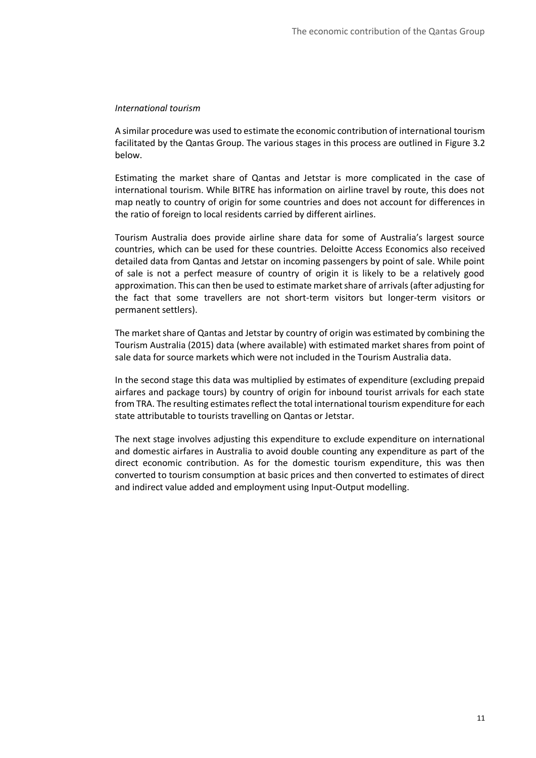*International tourism*

A similar procedure was used to estimate the economic contribution of international tourism facilitated by the Qantas Group. The various stages in this process are outlined in Figure 3.2 below.

Estimating the market share of Qantas and Jetstar is more complicated in the case of international tourism. While BITRE has information on airline travel by route, this does not map neatly to country of origin for some countries and does not account for differences in the ratio of foreign to local residents carried by different airlines.

Tourism Australia does provide airline share data for some of Australia's largest source countries, which can be used for these countries. Deloitte Access Economics also received detailed data from Qantas and Jetstar on incoming passengers by point of sale. While point of sale is not a perfect measure of country of origin it is likely to be a relatively good approximation. This can then be used to estimate market share of arrivals (after adjusting for the fact that some travellers are not short-term visitors but longer-term visitors or permanent settlers).

The market share of Qantas and Jetstar by country of origin was estimated by combining the Tourism Australia (2015) data (where available) with estimated market shares from point of sale data for source markets which were not included in the Tourism Australia data.

In the second stage this data was multiplied by estimates of expenditure (excluding prepaid airfares and package tours) by country of origin for inbound tourist arrivals for each state from TRA. The resulting estimates reflect the total international tourism expenditure for each state attributable to tourists travelling on Qantas or Jetstar.

The next stage involves adjusting this expenditure to exclude expenditure on international and domestic airfares in Australia to avoid double counting any expenditure as part of the direct economic contribution. As for the domestic tourism expenditure, this was then converted to tourism consumption at basic prices and then converted to estimates of direct and indirect value added and employment using Input-Output modelling.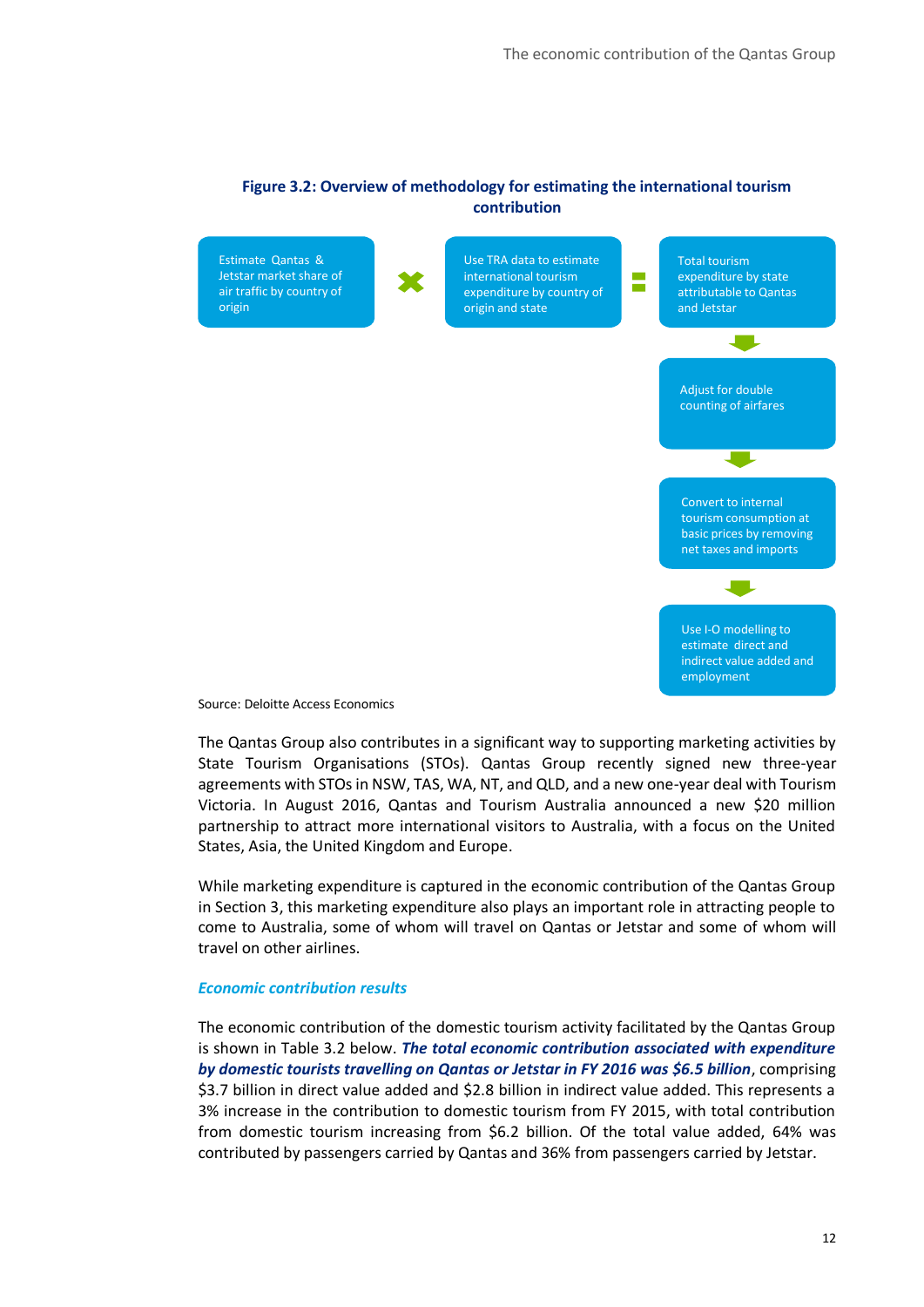**Figure 3.2: Overview of methodology for estimating the international tourism contribution**

Estimate Qantas & Jetstar market share of air traffic by country of origin

×

Use TRA data to estimate international tourism expenditure by country of origin and state

=

Total tourism expenditure by state attributable to Qantas and Jetstar

↓

Adjust for double counting of airfares

↓

Convert to internal tourism consumption at basic prices by removing net taxes and imports

↓

Use I-O modelling to estimate direct and indirect value added and employment

Source: Deloitte Access Economics

The Qantas Group also contributes in a significant way to supporting marketing activities by State Tourism Organisations (STOs). Qantas Group recently signed new three-year agreements with STOs in NSW, TAS, WA, NT, and QLD, and a new one-year deal with Tourism Victoria. In August 2016, Qantas and Tourism Australia announced a new $20 million partnership to attract more international visitors to Australia, with a focus on the United States, Asia, the United Kingdom and Europe.

While marketing expenditure is captured in the economic contribution of the Qantas Group in Section 3, this marketing expenditure also plays an important role in attracting people to come to Australia, some of whom will travel on Qantas or Jetstar and some of whom will travel on other airlines.

### *Economic contribution results*

The economic contribution of the domestic tourism activity facilitated by the Qantas Group is shown in Table 3.2 below. ***The total economic contribution associated with expenditure by domestic tourists travelling on Qantas or Jetstar in FY 2016 was $6.5 billion***, comprising $3.7 billion in direct value added and $2.8 billion in indirect value added. This represents a 3% increase in the contribution to domestic tourism from FY 2015, with total contribution from domestic tourism increasing from $6.2 billion. Of the total value added, 64% was contributed by passengers carried by Qantas and 36% from passengers carried by Jetstar.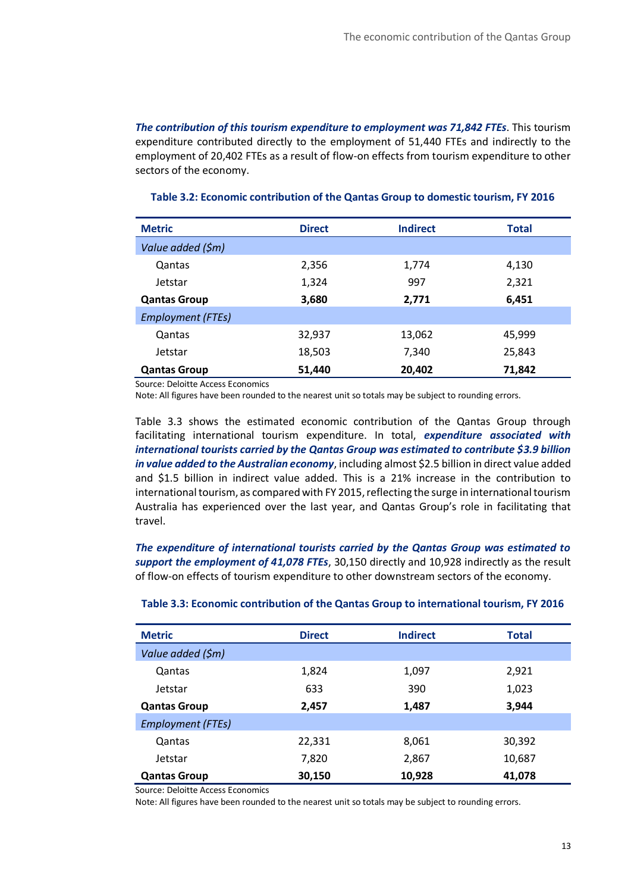***The contribution of this tourism expenditure to employment was 71,842 FTEs***. This tourism expenditure contributed directly to the employment of 51,440 FTEs and indirectly to the employment of 20,402 FTEs as a result of flow-on effects from tourism expenditure to other sectors of the economy.

**Table 3.2: Economic contribution of the Qantas Group to domestic tourism, FY 2016**

| Metric | Direct | Indirect | Total |
|---|---|---|---|
| *Value added ($m)* | | | |
| Qantas | 2,356 | 1,774 | 4,130 |
| Jetstar | 1,324 | 997 | 2,321 |
| **Qantas Group** | **3,680** | **2,771** | **6,451** |
| *Employment (FTEs)* | | | |
| Qantas | 32,937 | 13,062 | 45,999 |
| Jetstar | 18,503 | 7,340 | 25,843 |
| **Qantas Group** | **51,440** | **20,402** | **71,842** |

Source: Deloitte Access Economics

Note: All figures have been rounded to the nearest unit so totals may be subject to rounding errors.

Table 3.3 shows the estimated economic contribution of the Qantas Group through facilitating international tourism expenditure. In total, ***expenditure associated with international tourists carried by the Qantas Group was estimated to contribute $3.9 billion in value added to the Australian economy***, including almost $2.5 billion in direct value added and $1.5 billion in indirect value added. This is a 21% increase in the contribution to international tourism, as compared with FY 2015, reflecting the surge in international tourism Australia has experienced over the last year, and Qantas Group's role in facilitating that travel.

***The expenditure of international tourists carried by the Qantas Group was estimated to support the employment of 41,078 FTEs***, 30,150 directly and 10,928 indirectly as the result of flow-on effects of tourism expenditure to other downstream sectors of the economy.

**Table 3.3: Economic contribution of the Qantas Group to international tourism, FY 2016**

| Metric | Direct | Indirect | Total |
|---|---|---|---|
| *Value added ($m)* | | | |
| Qantas | 1,824 | 1,097 | 2,921 |
| Jetstar | 633 | 390 | 1,023 |
| **Qantas Group** | **2,457** | **1,487** | **3,944** |
| *Employment (FTEs)* | | | |
| Qantas | 22,331 | 8,061 | 30,392 |
| Jetstar | 7,820 | 2,867 | 10,687 |
| **Qantas Group** | **30,150** | **10,928** | **41,078** |

Source: Deloitte Access Economics

Note: All figures have been rounded to the nearest unit so totals may be subject to rounding errors.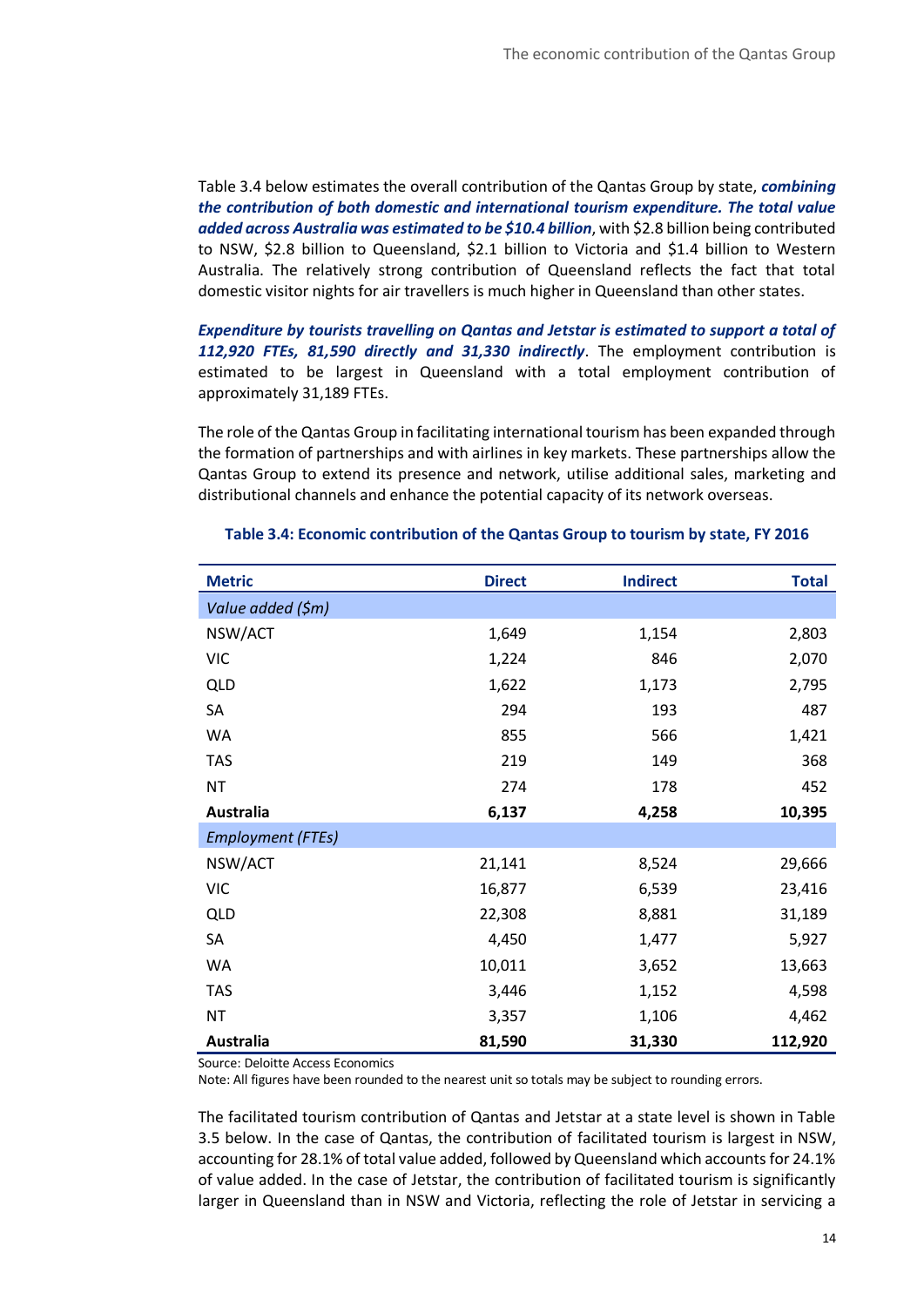Table 3.4 below estimates the overall contribution of the Qantas Group by state, ***combining the contribution of both domestic and international tourism expenditure. The total value added across Australia was estimated to be $10.4 billion***, with $2.8 billion being contributed to NSW, $2.8 billion to Queensland, $2.1 billion to Victoria and $1.4 billion to Western Australia. The relatively strong contribution of Queensland reflects the fact that total domestic visitor nights for air travellers is much higher in Queensland than other states.

***Expenditure by tourists travelling on Qantas and Jetstar is estimated to support a total of 112,920 FTEs, 81,590 directly and 31,330 indirectly***. The employment contribution is estimated to be largest in Queensland with a total employment contribution of approximately 31,189 FTEs.

The role of the Qantas Group in facilitating international tourism has been expanded through the formation of partnerships and with airlines in key markets. These partnerships allow the Qantas Group to extend its presence and network, utilise additional sales, marketing and distributional channels and enhance the potential capacity of its network overseas.

**Table 3.4: Economic contribution of the Qantas Group to tourism by state, FY 2016**

| Metric | Direct | Indirect | Total |
|---|---:|---:|---:|
| *Value added ($m)* | | | |
| NSW/ACT | 1,649 | 1,154 | 2,803 |
| VIC | 1,224 | 846 | 2,070 |
| QLD | 1,622 | 1,173 | 2,795 |
| SA | 294 | 193 | 487 |
| WA | 855 | 566 | 1,421 |
| TAS | 219 | 149 | 368 |
| NT | 274 | 178 | 452 |
| **Australia** | **6,137** | **4,258** | **10,395** |
| *Employment (FTEs)* | | | |
| NSW/ACT | 21,141 | 8,524 | 29,666 |
| VIC | 16,877 | 6,539 | 23,416 |
| QLD | 22,308 | 8,881 | 31,189 |
| SA | 4,450 | 1,477 | 5,927 |
| WA | 10,011 | 3,652 | 13,663 |
| TAS | 3,446 | 1,152 | 4,598 |
| NT | 3,357 | 1,106 | 4,462 |
| **Australia** | **81,590** | **31,330** | **112,920** |

Source: Deloitte Access Economics

Note: All figures have been rounded to the nearest unit so totals may be subject to rounding errors.

The facilitated tourism contribution of Qantas and Jetstar at a state level is shown in Table 3.5 below. In the case of Qantas, the contribution of facilitated tourism is largest in NSW, accounting for 28.1% of total value added, followed by Queensland which accounts for 24.1% of value added. In the case of Jetstar, the contribution of facilitated tourism is significantly larger in Queensland than in NSW and Victoria, reflecting the role of Jetstar in servicing a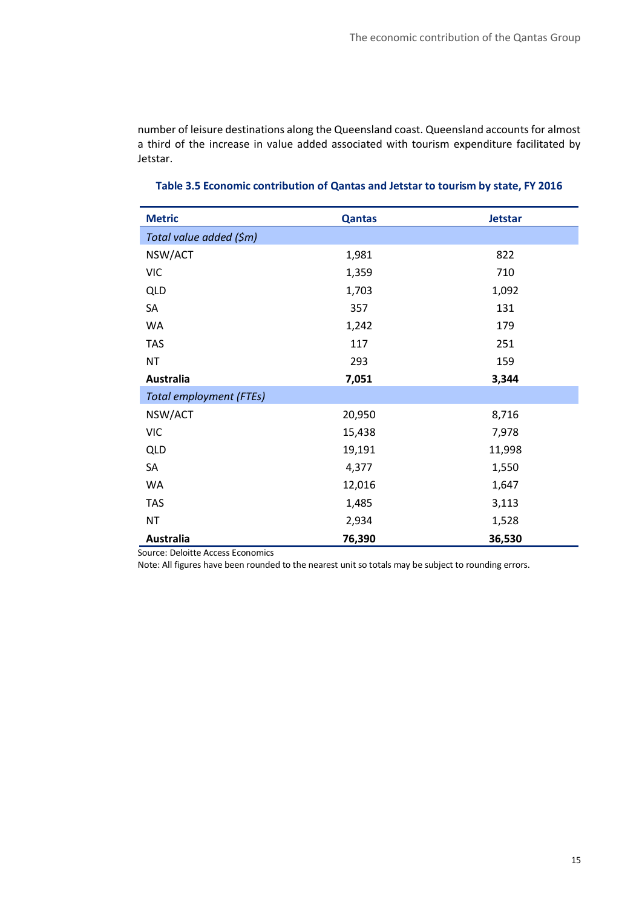number of leisure destinations along the Queensland coast. Queensland accounts for almost a third of the increase in value added associated with tourism expenditure facilitated by Jetstar.

**Table 3.5 Economic contribution of Qantas and Jetstar to tourism by state, FY 2016**

| Metric | Qantas | Jetstar |
|---|---|---|
| *Total value added ($m)* | | |
| NSW/ACT | 1,981 | 822 |
| VIC | 1,359 | 710 |
| QLD | 1,703 | 1,092 |
| SA | 357 | 131 |
| WA | 1,242 | 179 |
| TAS | 117 | 251 |
| NT | 293 | 159 |
| **Australia** | **7,051** | **3,344** |
| *Total employment (FTEs)* | | |
| NSW/ACT | 20,950 | 8,716 |
| VIC | 15,438 | 7,978 |
| QLD | 19,191 | 11,998 |
| SA | 4,377 | 1,550 |
| WA | 12,016 | 1,647 |
| TAS | 1,485 | 3,113 |
| NT | 2,934 | 1,528 |
| **Australia** | **76,390** | **36,530** |

Source: Deloitte Access Economics

Note: All figures have been rounded to the nearest unit so totals may be subject to rounding errors.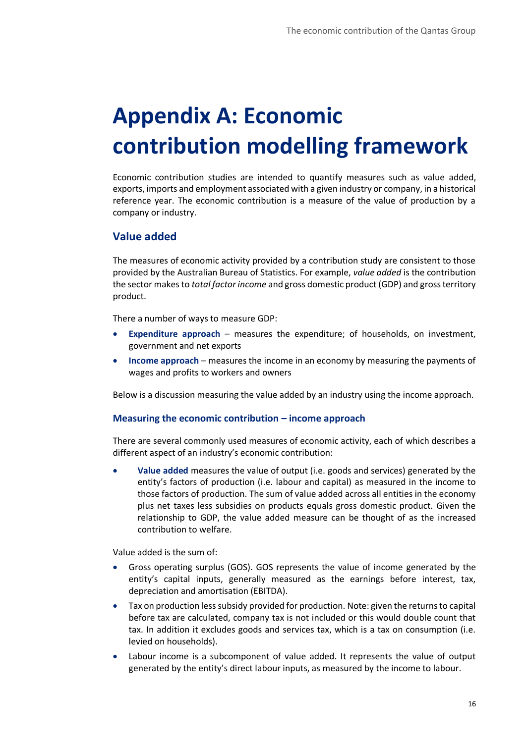# Appendix A: Economic contribution modelling framework

Economic contribution studies are intended to quantify measures such as value added, exports, imports and employment associated with a given industry or company, in a historical reference year. The economic contribution is a measure of the value of production by a company or industry.

## Value added

The measures of economic activity provided by a contribution study are consistent to those provided by the Australian Bureau of Statistics. For example, *value added* is the contribution the sector makes to *total factor income* and gross domestic product (GDP) and gross territory product.

There a number of ways to measure GDP:

- **Expenditure approach** – measures the expenditure; of households, on investment, government and net exports
- **Income approach** – measures the income in an economy by measuring the payments of wages and profits to workers and owners

Below is a discussion measuring the value added by an industry using the income approach.

### Measuring the economic contribution – income approach

There are several commonly used measures of economic activity, each of which describes a different aspect of an industry's economic contribution:

- **Value added** measures the value of output (i.e. goods and services) generated by the entity's factors of production (i.e. labour and capital) as measured in the income to those factors of production. The sum of value added across all entities in the economy plus net taxes less subsidies on products equals gross domestic product. Given the relationship to GDP, the value added measure can be thought of as the increased contribution to welfare.

Value added is the sum of:

- Gross operating surplus (GOS). GOS represents the value of income generated by the entity's capital inputs, generally measured as the earnings before interest, tax, depreciation and amortisation (EBITDA).
- Tax on production less subsidy provided for production. Note: given the returns to capital before tax are calculated, company tax is not included or this would double count that tax. In addition it excludes goods and services tax, which is a tax on consumption (i.e. levied on households).
- Labour income is a subcomponent of value added. It represents the value of output generated by the entity's direct labour inputs, as measured by the income to labour.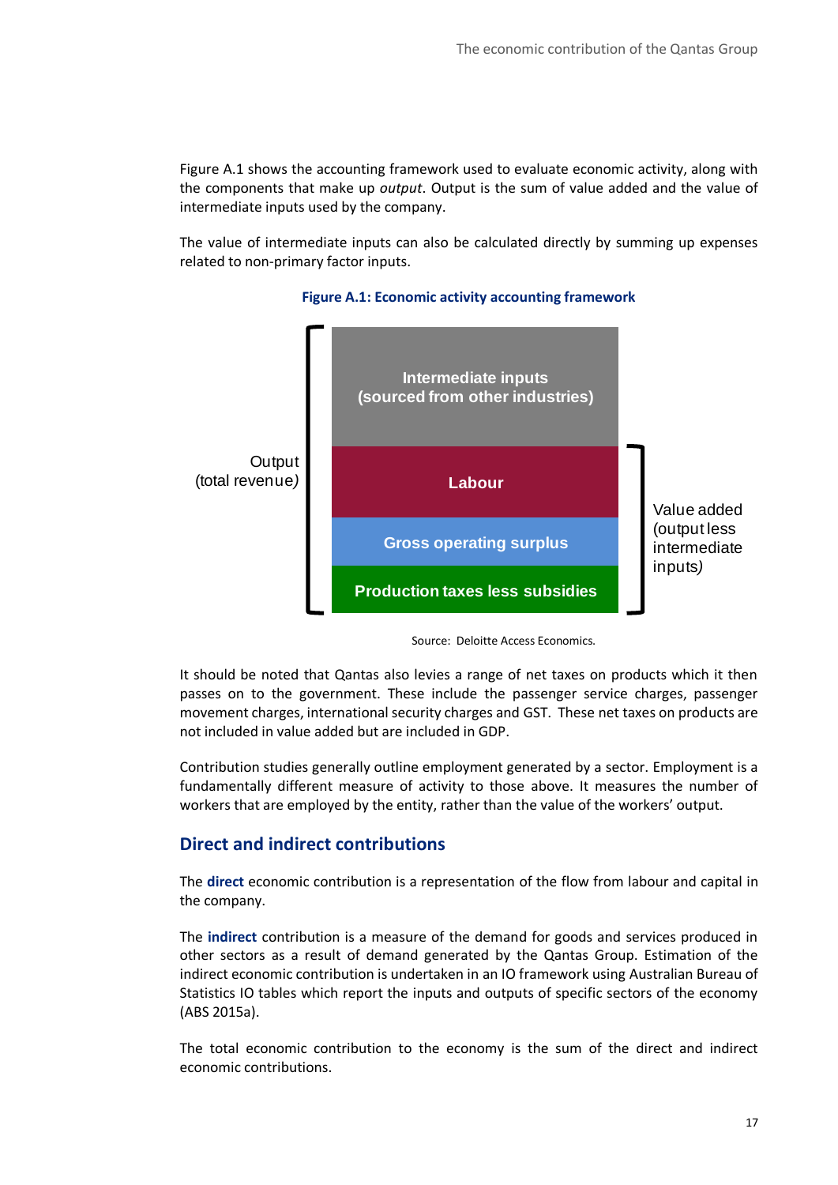Figure A.1 shows the accounting framework used to evaluate economic activity, along with the components that make up *output*. Output is the sum of value added and the value of intermediate inputs used by the company.

The value of intermediate inputs can also be calculated directly by summing up expenses related to non-primary factor inputs.

**Figure A.1: Economic activity accounting framework**

Output (total revenue)

Intermediate inputs (sourced from other industries)

Labour

Gross operating surplus

Production taxes less subsidies

Value added (output less intermediate inputs)

Source: Deloitte Access Economics.

It should be noted that Qantas also levies a range of net taxes on products which it then passes on to the government. These include the passenger service charges, passenger movement charges, international security charges and GST. These net taxes on products are not included in value added but are included in GDP.

Contribution studies generally outline employment generated by a sector. Employment is a fundamentally different measure of activity to those above. It measures the number of workers that are employed by the entity, rather than the value of the workers' output.

## Direct and indirect contributions

The **direct** economic contribution is a representation of the flow from labour and capital in the company.

The **indirect** contribution is a measure of the demand for goods and services produced in other sectors as a result of demand generated by the Qantas Group. Estimation of the indirect economic contribution is undertaken in an IO framework using Australian Bureau of Statistics IO tables which report the inputs and outputs of specific sectors of the economy (ABS 2015a).

The total economic contribution to the economy is the sum of the direct and indirect economic contributions.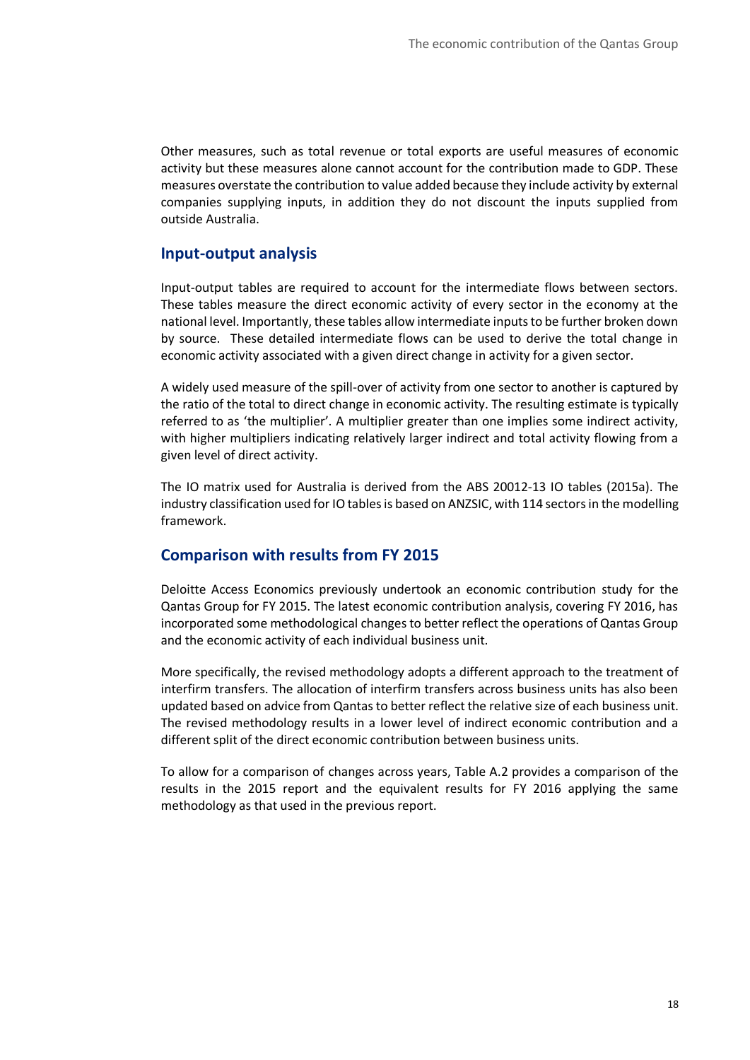Other measures, such as total revenue or total exports are useful measures of economic activity but these measures alone cannot account for the contribution made to GDP. These measures overstate the contribution to value added because they include activity by external companies supplying inputs, in addition they do not discount the inputs supplied from outside Australia.

## Input-output analysis

Input-output tables are required to account for the intermediate flows between sectors. These tables measure the direct economic activity of every sector in the economy at the national level. Importantly, these tables allow intermediate inputs to be further broken down by source. These detailed intermediate flows can be used to derive the total change in economic activity associated with a given direct change in activity for a given sector.

A widely used measure of the spill-over of activity from one sector to another is captured by the ratio of the total to direct change in economic activity. The resulting estimate is typically referred to as 'the multiplier'. A multiplier greater than one implies some indirect activity, with higher multipliers indicating relatively larger indirect and total activity flowing from a given level of direct activity.

The IO matrix used for Australia is derived from the ABS 20012-13 IO tables (2015a). The industry classification used for IO tables is based on ANZSIC, with 114 sectors in the modelling framework.

## Comparison with results from FY 2015

Deloitte Access Economics previously undertook an economic contribution study for the Qantas Group for FY 2015. The latest economic contribution analysis, covering FY 2016, has incorporated some methodological changes to better reflect the operations of Qantas Group and the economic activity of each individual business unit.

More specifically, the revised methodology adopts a different approach to the treatment of interfirm transfers. The allocation of interfirm transfers across business units has also been updated based on advice from Qantas to better reflect the relative size of each business unit. The revised methodology results in a lower level of indirect economic contribution and a different split of the direct economic contribution between business units.

To allow for a comparison of changes across years, Table A.2 provides a comparison of the results in the 2015 report and the equivalent results for FY 2016 applying the same methodology as that used in the previous report.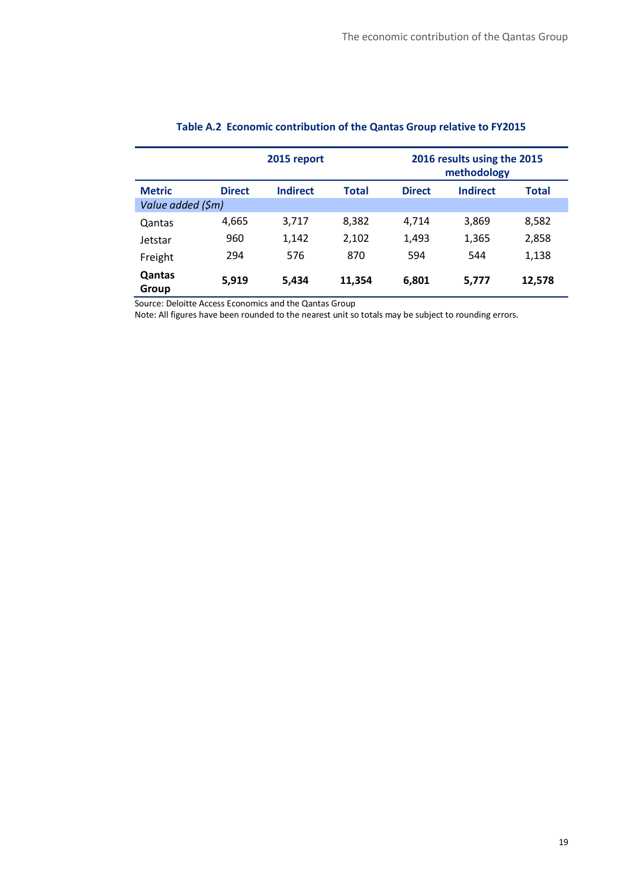**Table A.2 Economic contribution of the Qantas Group relative to FY2015**

| | 2015 report | | | 2016 results using the 2015 methodology | | |
|---|---|---|---|---|---|---|
| **Metric** | **Direct** | **Indirect** | **Total** | **Direct** | **Indirect** | **Total** |
| *Value added ($m)* | | | | | | |
| Qantas | 4,665 | 3,717 | 8,382 | 4,714 | 3,869 | 8,582 |
| Jetstar | 960 | 1,142 | 2,102 | 1,493 | 1,365 | 2,858 |
| Freight | 294 | 576 | 870 | 594 | 544 | 1,138 |
| **Qantas Group** | **5,919** | **5,434** | **11,354** | **6,801** | **5,777** | **12,578** |

Source: Deloitte Access Economics and the Qantas Group

Note: All figures have been rounded to the nearest unit so totals may be subject to rounding errors.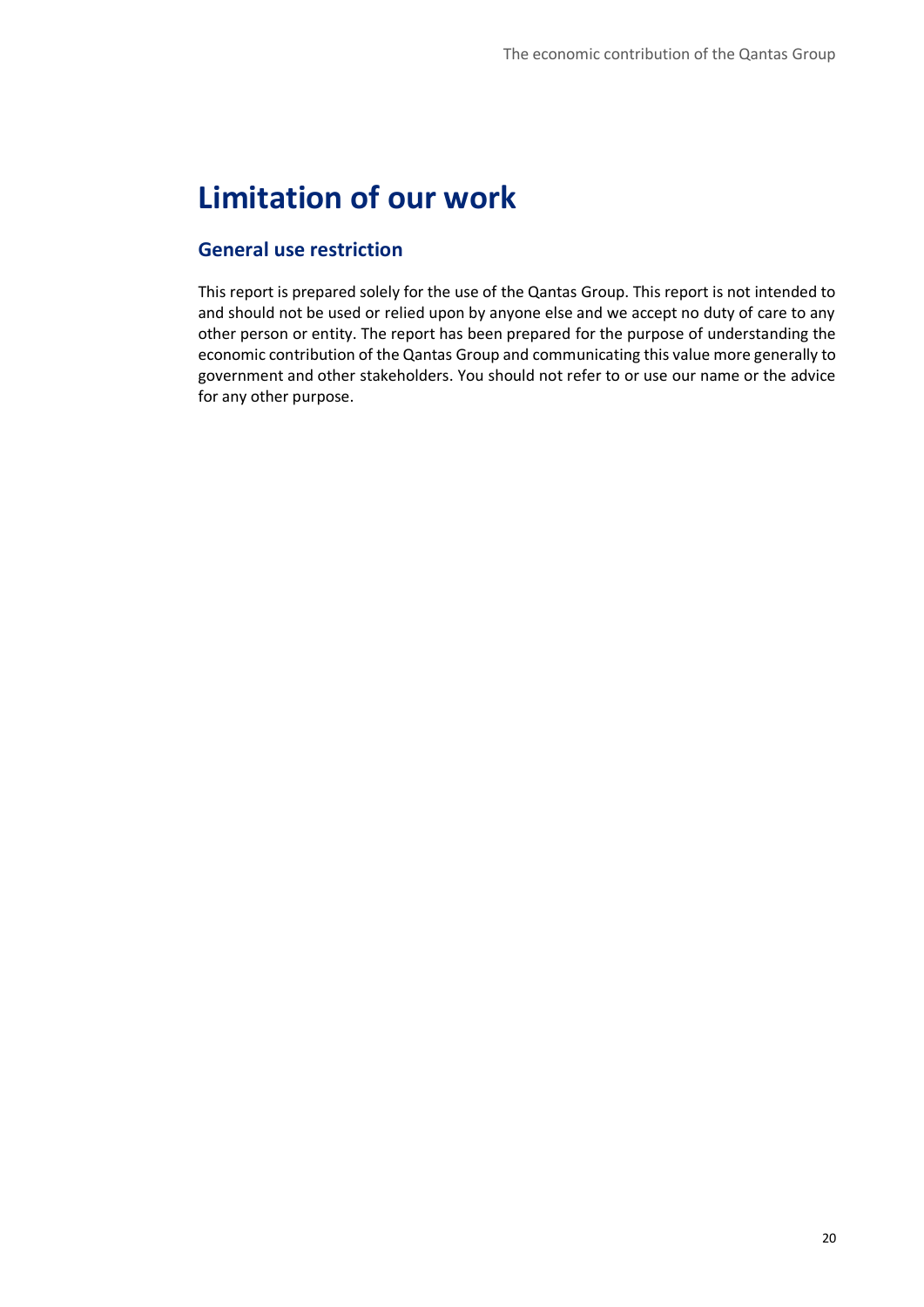# Limitation of our work

## General use restriction

This report is prepared solely for the use of the Qantas Group. This report is not intended to and should not be used or relied upon by anyone else and we accept no duty of care to any other person or entity. The report has been prepared for the purpose of understanding the economic contribution of the Qantas Group and communicating this value more generally to government and other stakeholders. You should not refer to or use our name or the advice for any other purpose.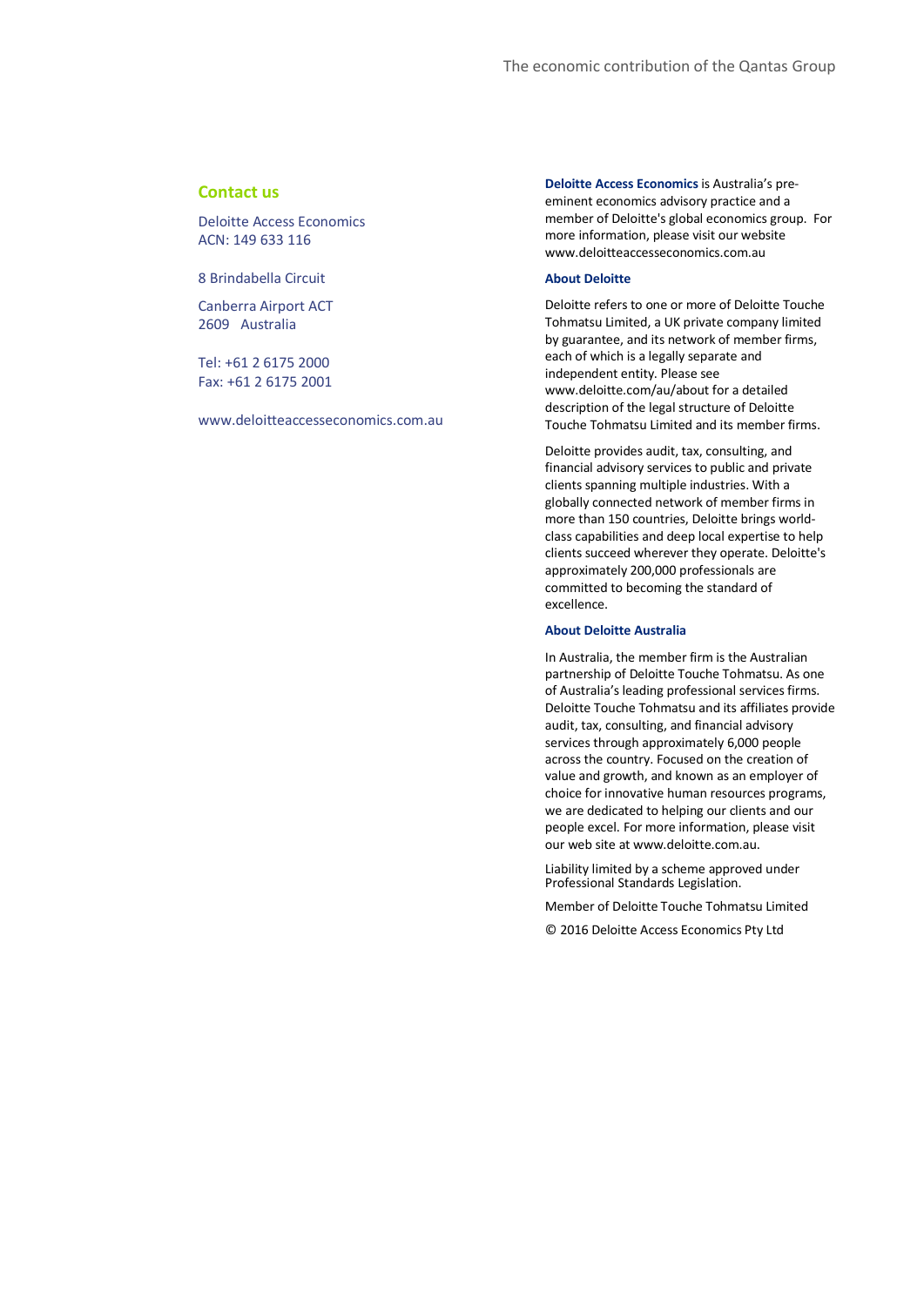## Contact us

Deloitte Access Economics
ACN: 149 633 116

8 Brindabella Circuit

Canberra Airport ACT
2609 Australia

Tel: +61 2 6175 2000
Fax: +61 2 6175 2001

www.deloitteaccesseconomics.com.au

**Deloitte Access Economics** is Australia's pre-eminent economics advisory practice and a member of Deloitte's global economics group. For more information, please visit our website www.deloitteaccesseconomics.com.au

**About Deloitte**

Deloitte refers to one or more of Deloitte Touche Tohmatsu Limited, a UK private company limited by guarantee, and its network of member firms, each of which is a legally separate and independent entity. Please see www.deloitte.com/au/about for a detailed description of the legal structure of Deloitte Touche Tohmatsu Limited and its member firms.

Deloitte provides audit, tax, consulting, and financial advisory services to public and private clients spanning multiple industries. With a globally connected network of member firms in more than 150 countries, Deloitte brings world-class capabilities and deep local expertise to help clients succeed wherever they operate. Deloitte's approximately 200,000 professionals are committed to becoming the standard of excellence.

**About Deloitte Australia**

In Australia, the member firm is the Australian partnership of Deloitte Touche Tohmatsu. As one of Australia's leading professional services firms. Deloitte Touche Tohmatsu and its affiliates provide audit, tax, consulting, and financial advisory services through approximately 6,000 people across the country. Focused on the creation of value and growth, and known as an employer of choice for innovative human resources programs, we are dedicated to helping our clients and our people excel. For more information, please visit our web site at www.deloitte.com.au.

Liability limited by a scheme approved under Professional Standards Legislation.

Member of Deloitte Touche Tohmatsu Limited

© 2016 Deloitte Access Economics Pty Ltd